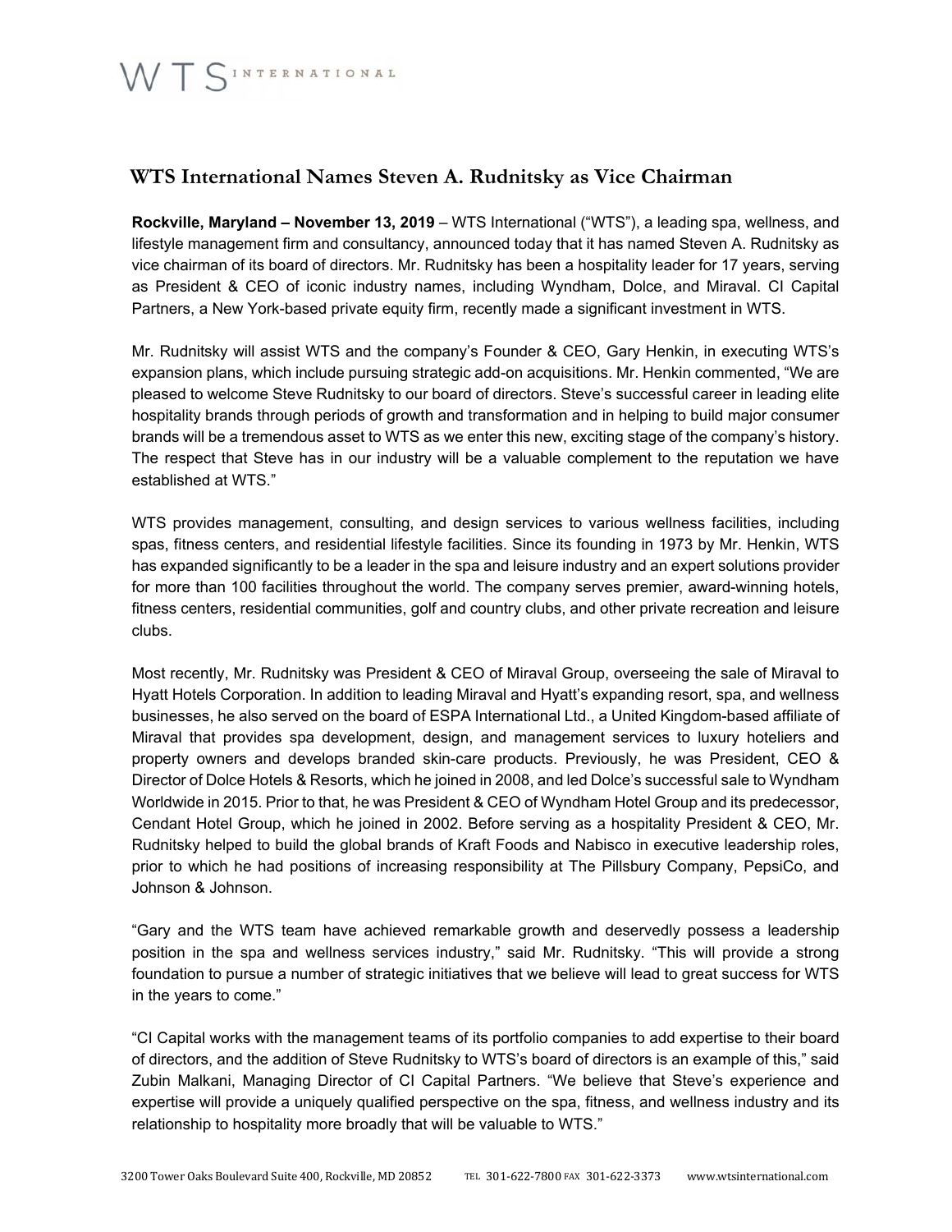WTS INTERNATIONAL

# WTS International Names Steven A. Rudnitsky as Vice Chairman

**Rockville, Maryland – November 13, 2019** – WTS International ("WTS"), a leading spa, wellness, and lifestyle management firm and consultancy, announced today that it has named Steven A. Rudnitsky as vice chairman of its board of directors. Mr. Rudnitsky has been a hospitality leader for 17 years, serving as President & CEO of iconic industry names, including Wyndham, Dolce, and Miraval. CI Capital Partners, a New York-based private equity firm, recently made a significant investment in WTS.

Mr. Rudnitsky will assist WTS and the company's Founder & CEO, Gary Henkin, in executing WTS's expansion plans, which include pursuing strategic add-on acquisitions. Mr. Henkin commented, "We are pleased to welcome Steve Rudnitsky to our board of directors. Steve's successful career in leading elite hospitality brands through periods of growth and transformation and in helping to build major consumer brands will be a tremendous asset to WTS as we enter this new, exciting stage of the company's history. The respect that Steve has in our industry will be a valuable complement to the reputation we have established at WTS."

WTS provides management, consulting, and design services to various wellness facilities, including spas, fitness centers, and residential lifestyle facilities. Since its founding in 1973 by Mr. Henkin, WTS has expanded significantly to be a leader in the spa and leisure industry and an expert solutions provider for more than 100 facilities throughout the world. The company serves premier, award-winning hotels, fitness centers, residential communities, golf and country clubs, and other private recreation and leisure clubs.

Most recently, Mr. Rudnitsky was President & CEO of Miraval Group, overseeing the sale of Miraval to Hyatt Hotels Corporation. In addition to leading Miraval and Hyatt's expanding resort, spa, and wellness businesses, he also served on the board of ESPA International Ltd., a United Kingdom-based affiliate of Miraval that provides spa development, design, and management services to luxury hoteliers and property owners and develops branded skin-care products. Previously, he was President, CEO & Director of Dolce Hotels & Resorts, which he joined in 2008, and led Dolce's successful sale to Wyndham Worldwide in 2015. Prior to that, he was President & CEO of Wyndham Hotel Group and its predecessor, Cendant Hotel Group, which he joined in 2002. Before serving as a hospitality President & CEO, Mr. Rudnitsky helped to build the global brands of Kraft Foods and Nabisco in executive leadership roles, prior to which he had positions of increasing responsibility at The Pillsbury Company, PepsiCo, and Johnson & Johnson.

"Gary and the WTS team have achieved remarkable growth and deservedly possess a leadership position in the spa and wellness services industry," said Mr. Rudnitsky. "This will provide a strong foundation to pursue a number of strategic initiatives that we believe will lead to great success for WTS in the years to come."

"CI Capital works with the management teams of its portfolio companies to add expertise to their board of directors, and the addition of Steve Rudnitsky to WTS's board of directors is an example of this," said Zubin Malkani, Managing Director of CI Capital Partners. "We believe that Steve's experience and expertise will provide a uniquely qualified perspective on the spa, fitness, and wellness industry and its relationship to hospitality more broadly that will be valuable to WTS."

3200 Tower Oaks Boulevard Suite 400, Rockville, MD 20852 TEL 301-622-7800 FAX 301-622-3373 www.wtsinternational.com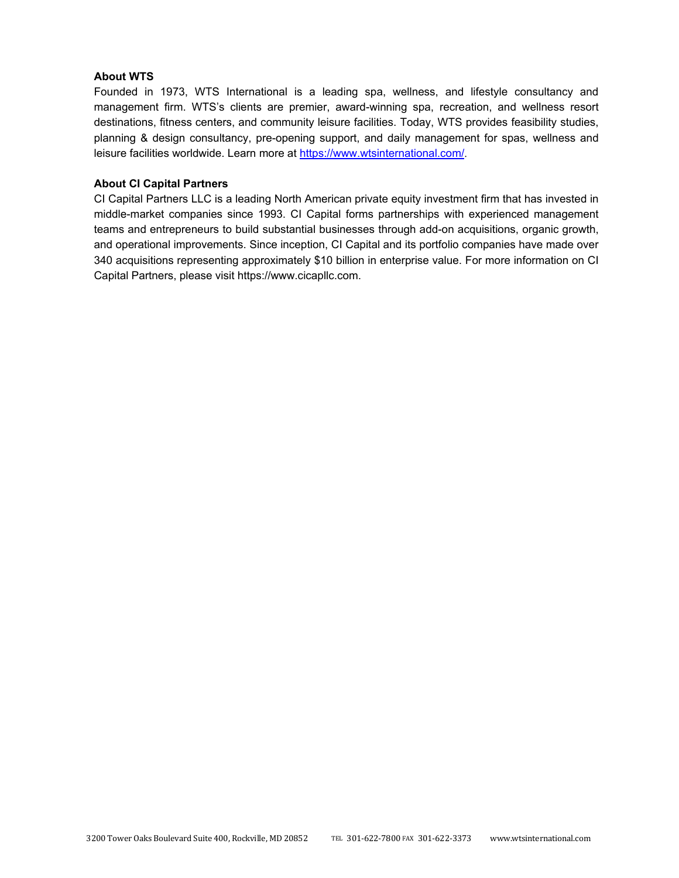**About WTS**

Founded in 1973, WTS International is a leading spa, wellness, and lifestyle consultancy and management firm. WTS's clients are premier, award-winning spa, recreation, and wellness resort destinations, fitness centers, and community leisure facilities. Today, WTS provides feasibility studies, planning & design consultancy, pre-opening support, and daily management for spas, wellness and leisure facilities worldwide. Learn more at https://www.wtsinternational.com/.

**About CI Capital Partners**

CI Capital Partners LLC is a leading North American private equity investment firm that has invested in middle-market companies since 1993. CI Capital forms partnerships with experienced management teams and entrepreneurs to build substantial businesses through add-on acquisitions, organic growth, and operational improvements. Since inception, CI Capital and its portfolio companies have made over 340 acquisitions representing approximately $10 billion in enterprise value. For more information on CI Capital Partners, please visit https://www.cicapllc.com.